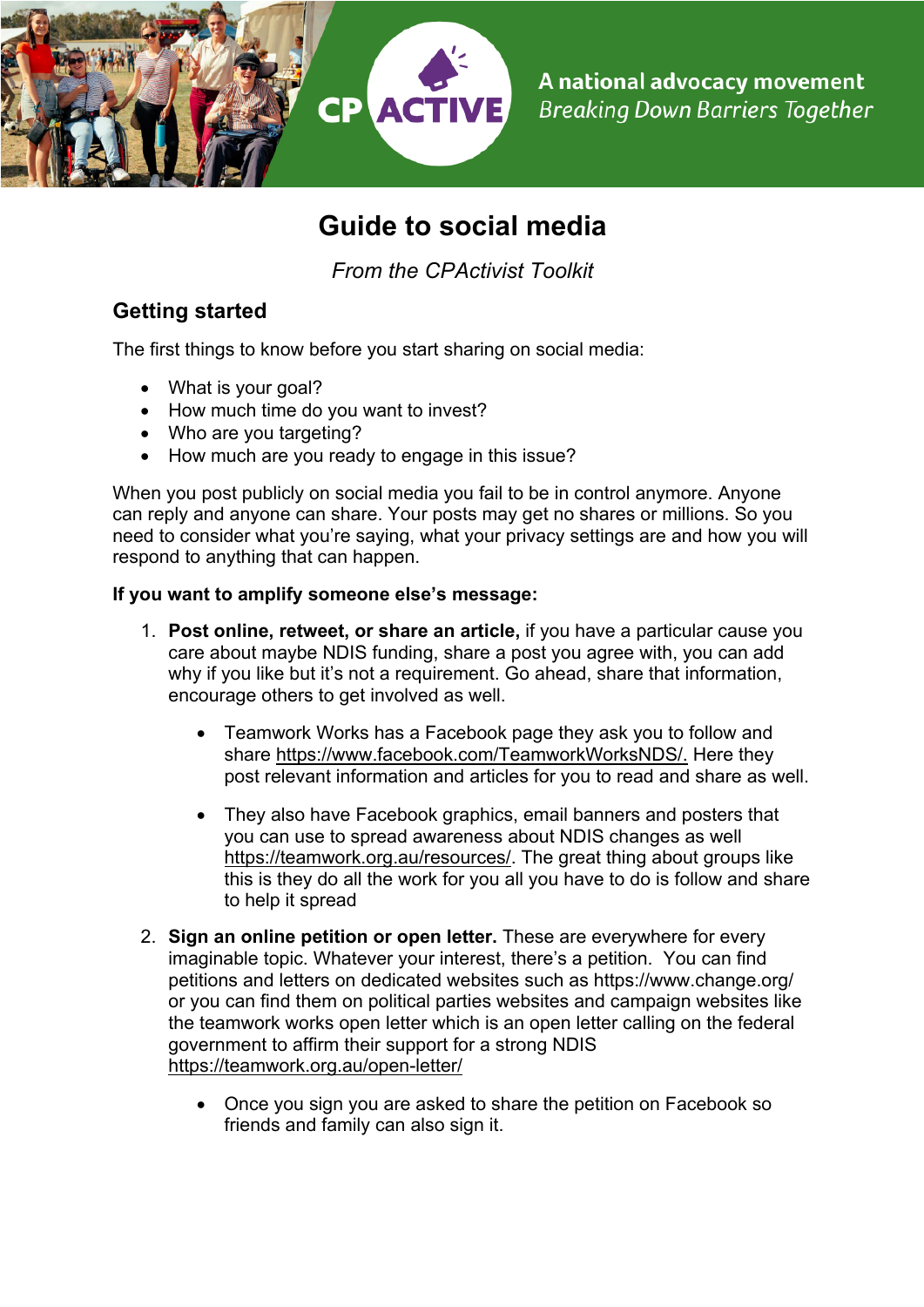CP ACTIVE

A national advocacy movement
*Breaking Down Barriers Together*

# Guide to social media

*From the CPActivist Toolkit*

## Getting started

The first things to know before you start sharing on social media:

- What is your goal?
- How much time do you want to invest?
- Who are you targeting?
- How much are you ready to engage in this issue?

When you post publicly on social media you fail to be in control anymore. Anyone can reply and anyone can share. Your posts may get no shares or millions. So you need to consider what you're saying, what your privacy settings are and how you will respond to anything that can happen.

**If you want to amplify someone else's message:**

1. **Post online, retweet, or share an article,** if you have a particular cause you care about maybe NDIS funding, share a post you agree with, you can add why if you like but it's not a requirement. Go ahead, share that information, encourage others to get involved as well.

    - Teamwork Works has a Facebook page they ask you to follow and share https://www.facebook.com/TeamworkWorksNDS/. Here they post relevant information and articles for you to read and share as well.

    - They also have Facebook graphics, email banners and posters that you can use to spread awareness about NDIS changes as well https://teamwork.org.au/resources/. The great thing about groups like this is they do all the work for you all you have to do is follow and share to help it spread

2. **Sign an online petition or open letter.** These are everywhere for every imaginable topic. Whatever your interest, there's a petition. You can find petitions and letters on dedicated websites such as https://www.change.org/ or you can find them on political parties websites and campaign websites like the teamwork works open letter which is an open letter calling on the federal government to affirm their support for a strong NDIS https://teamwork.org.au/open-letter/

    - Once you sign you are asked to share the petition on Facebook so friends and family can also sign it.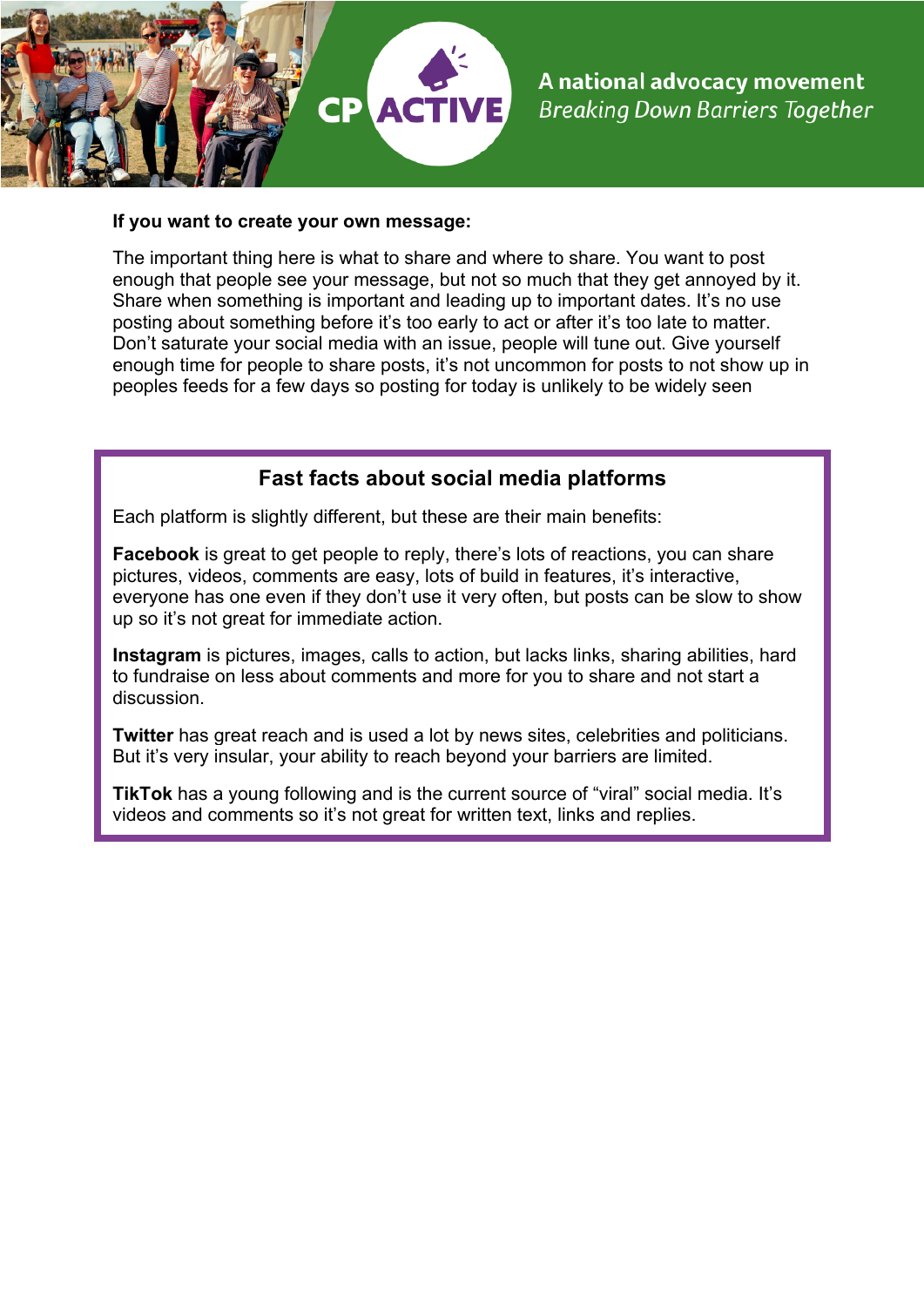**If you want to create your own message:**

The important thing here is what to share and where to share. You want to post enough that people see your message, but not so much that they get annoyed by it. Share when something is important and leading up to important dates. It's no use posting about something before it's too early to act or after it's too late to matter. Don't saturate your social media with an issue, people will tune out. Give yourself enough time for people to share posts, it's not uncommon for posts to not show up in peoples feeds for a few days so posting for today is unlikely to be widely seen

## Fast facts about social media platforms

Each platform is slightly different, but these are their main benefits:

**Facebook** is great to get people to reply, there's lots of reactions, you can share pictures, videos, comments are easy, lots of build in features, it's interactive, everyone has one even if they don't use it very often, but posts can be slow to show up so it's not great for immediate action.

**Instagram** is pictures, images, calls to action, but lacks links, sharing abilities, hard to fundraise on less about comments and more for you to share and not start a discussion.

**Twitter** has great reach and is used a lot by news sites, celebrities and politicians. But it's very insular, your ability to reach beyond your barriers are limited.

**TikTok** has a young following and is the current source of "viral" social media. It's videos and comments so it's not great for written text, links and replies.